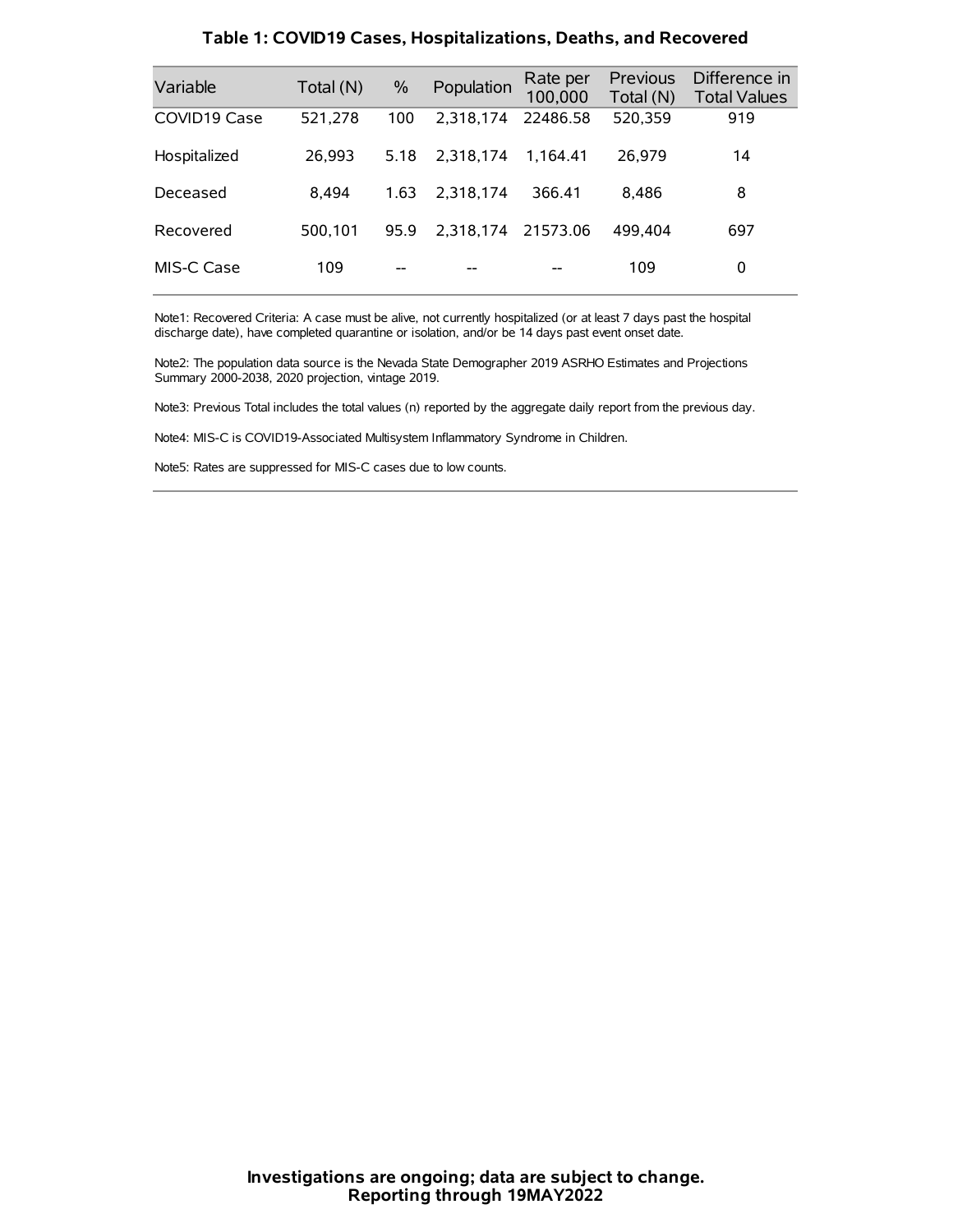**Table 1: COVID19 Cases, Hospitalizations, Deaths, and Recovered**

| Variable | Total (N) | % | Population | Rate per 100,000 | Previous Total (N) | Difference in Total Values |
|---|---|---|---|---|---|---|
| COVID19 Case | 521,278 | 100 | 2,318,174 | 22486.58 | 520,359 | 919 |
| Hospitalized | 26,993 | 5.18 | 2,318,174 | 1,164.41 | 26,979 | 14 |
| Deceased | 8,494 | 1.63 | 2,318,174 | 366.41 | 8,486 | 8 |
| Recovered | 500,101 | 95.9 | 2,318,174 | 21573.06 | 499,404 | 697 |
| MIS-C Case | 109 | -- | -- | -- | 109 | 0 |

Note1: Recovered Criteria: A case must be alive, not currently hospitalized (or at least 7 days past the hospital discharge date), have completed quarantine or isolation, and/or be 14 days past event onset date.

Note2: The population data source is the Nevada State Demographer 2019 ASRHO Estimates and Projections Summary 2000-2038, 2020 projection, vintage 2019.

Note3: Previous Total includes the total values (n) reported by the aggregate daily report from the previous day.

Note4: MIS-C is COVID19-Associated Multisystem Inflammatory Syndrome in Children.

Note5: Rates are suppressed for MIS-C cases due to low counts.

**Investigations are ongoing; data are subject to change.**
**Reporting through 19MAY2022**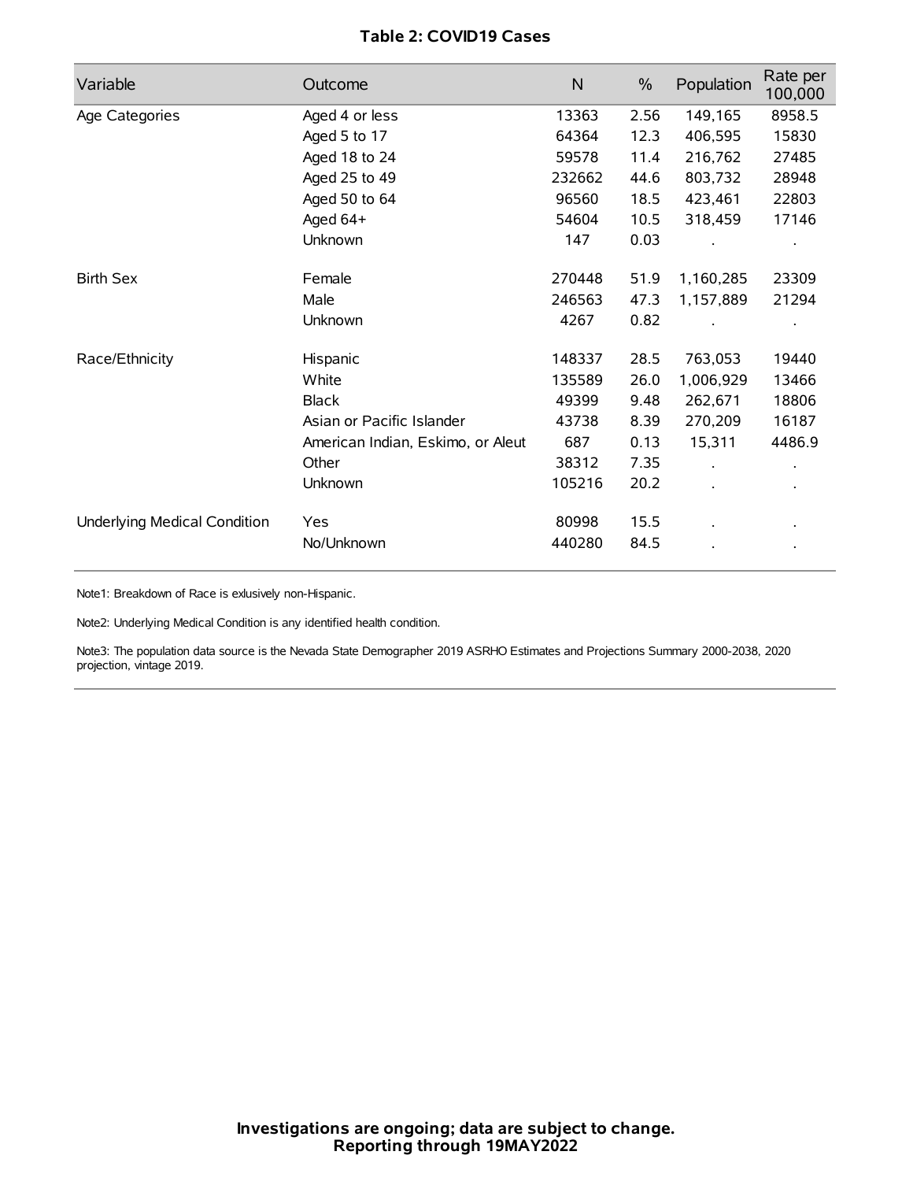**Table 2: COVID19 Cases**

| Variable | Outcome | N | % | Population | Rate per 100,000 |
|---|---|---|---|---|---|
| Age Categories | Aged 4 or less | 13363 | 2.56 | 149,165 | 8958.5 |
| | Aged 5 to 17 | 64364 | 12.3 | 406,595 | 15830 |
| | Aged 18 to 24 | 59578 | 11.4 | 216,762 | 27485 |
| | Aged 25 to 49 | 232662 | 44.6 | 803,732 | 28948 |
| | Aged 50 to 64 | 96560 | 18.5 | 423,461 | 22803 |
| | Aged 64+ | 54604 | 10.5 | 318,459 | 17146 |
| | Unknown | 147 | 0.03 | . | . |
| Birth Sex | Female | 270448 | 51.9 | 1,160,285 | 23309 |
| | Male | 246563 | 47.3 | 1,157,889 | 21294 |
| | Unknown | 4267 | 0.82 | . | . |
| Race/Ethnicity | Hispanic | 148337 | 28.5 | 763,053 | 19440 |
| | White | 135589 | 26.0 | 1,006,929 | 13466 |
| | Black | 49399 | 9.48 | 262,671 | 18806 |
| | Asian or Pacific Islander | 43738 | 8.39 | 270,209 | 16187 |
| | American Indian, Eskimo, or Aleut | 687 | 0.13 | 15,311 | 4486.9 |
| | Other | 38312 | 7.35 | . | . |
| | Unknown | 105216 | 20.2 | . | . |
| Underlying Medical Condition | Yes | 80998 | 15.5 | . | . |
| | No/Unknown | 440280 | 84.5 | . | . |

Note1: Breakdown of Race is exlusively non-Hispanic.

Note2: Underlying Medical Condition is any identified health condition.

Note3: The population data source is the Nevada State Demographer 2019 ASRHO Estimates and Projections Summary 2000-2038, 2020 projection, vintage 2019.

**Investigations are ongoing; data are subject to change.**
**Reporting through 19MAY2022**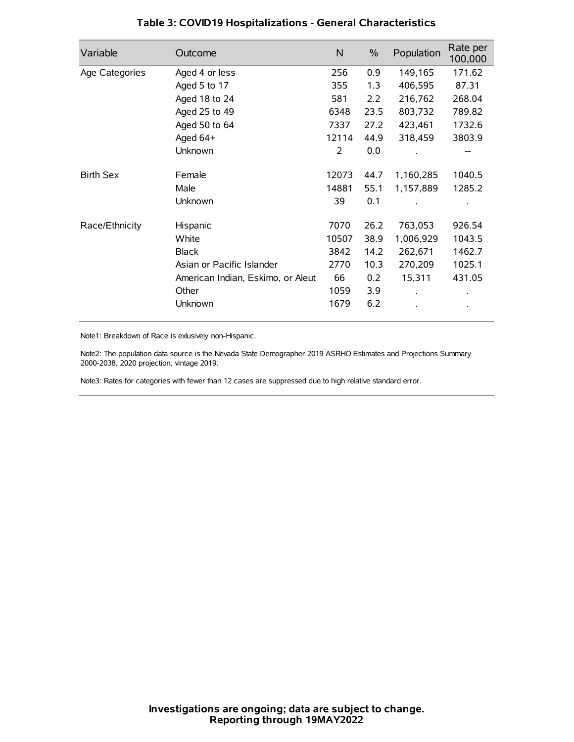# Table 3: COVID19 Hospitalizations - General Characteristics

| Variable | Outcome | N | % | Population | Rate per 100,000 |
|---|---|---|---|---|---|
| Age Categories | Aged 4 or less | 256 | 0.9 | 149,165 | 171.62 |
| | Aged 5 to 17 | 355 | 1.3 | 406,595 | 87.31 |
| | Aged 18 to 24 | 581 | 2.2 | 216,762 | 268.04 |
| | Aged 25 to 49 | 6348 | 23.5 | 803,732 | 789.82 |
| | Aged 50 to 64 | 7337 | 27.2 | 423,461 | 1732.6 |
| | Aged 64+ | 12114 | 44.9 | 318,459 | 3803.9 |
| | Unknown | 2 | 0.0 | . | -- |
| Birth Sex | Female | 12073 | 44.7 | 1,160,285 | 1040.5 |
| | Male | 14881 | 55.1 | 1,157,889 | 1285.2 |
| | Unknown | 39 | 0.1 | . | . |
| Race/Ethnicity | Hispanic | 7070 | 26.2 | 763,053 | 926.54 |
| | White | 10507 | 38.9 | 1,006,929 | 1043.5 |
| | Black | 3842 | 14.2 | 262,671 | 1462.7 |
| | Asian or Pacific Islander | 2770 | 10.3 | 270,209 | 1025.1 |
| | American Indian, Eskimo, or Aleut | 66 | 0.2 | 15,311 | 431.05 |
| | Other | 1059 | 3.9 | . | . |
| | Unknown | 1679 | 6.2 | . | . |

Note1: Breakdown of Race is exlusively non-Hispanic.

Note2: The population data source is the Nevada State Demographer 2019 ASRHO Estimates and Projections Summary 2000-2038, 2020 projection, vintage 2019.

Note3: Rates for categories with fewer than 12 cases are suppressed due to high relative standard error.

**Investigations are ongoing; data are subject to change.**
**Reporting through 19MAY2022**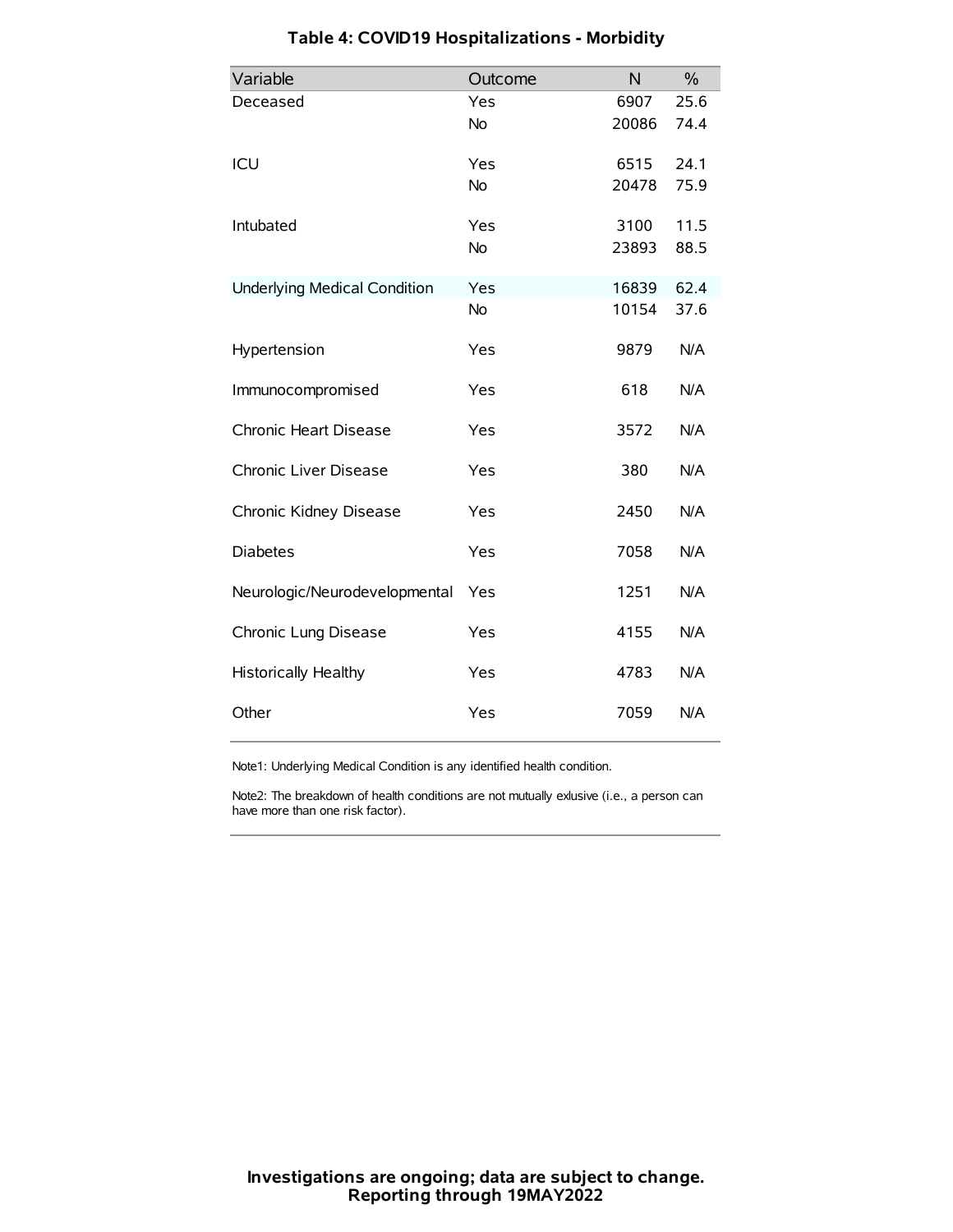## Table 4: COVID19 Hospitalizations - Morbidity

| Variable | Outcome | N | % |
|---|---|---|---|
| Deceased | Yes | 6907 | 25.6 |
| | No | 20086 | 74.4 |
| ICU | Yes | 6515 | 24.1 |
| | No | 20478 | 75.9 |
| Intubated | Yes | 3100 | 11.5 |
| | No | 23893 | 88.5 |
| Underlying Medical Condition | Yes | 16839 | 62.4 |
| | No | 10154 | 37.6 |
| Hypertension | Yes | 9879 | N/A |
| Immunocompromised | Yes | 618 | N/A |
| Chronic Heart Disease | Yes | 3572 | N/A |
| Chronic Liver Disease | Yes | 380 | N/A |
| Chronic Kidney Disease | Yes | 2450 | N/A |
| Diabetes | Yes | 7058 | N/A |
| Neurologic/Neurodevelopmental | Yes | 1251 | N/A |
| Chronic Lung Disease | Yes | 4155 | N/A |
| Historically Healthy | Yes | 4783 | N/A |
| Other | Yes | 7059 | N/A |

Note1: Underlying Medical Condition is any identified health condition.

Note2: The breakdown of health conditions are not mutually exlusive (i.e., a person can have more than one risk factor).

**Investigations are ongoing; data are subject to change.**
**Reporting through 19MAY2022**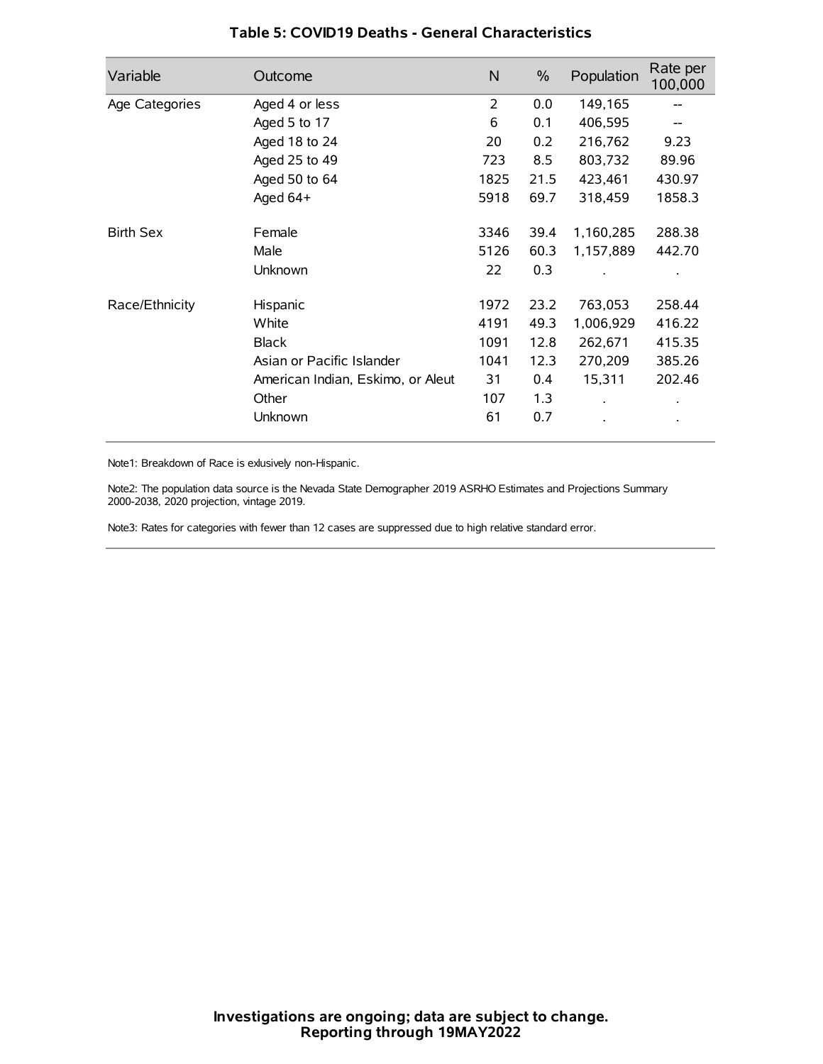# Table 5: COVID19 Deaths - General Characteristics

| Variable | Outcome | N | % | Population | Rate per 100,000 |
|---|---|---|---|---|---|
| Age Categories | Aged 4 or less | 2 | 0.0 | 149,165 | -- |
| | Aged 5 to 17 | 6 | 0.1 | 406,595 | -- |
| | Aged 18 to 24 | 20 | 0.2 | 216,762 | 9.23 |
| | Aged 25 to 49 | 723 | 8.5 | 803,732 | 89.96 |
| | Aged 50 to 64 | 1825 | 21.5 | 423,461 | 430.97 |
| | Aged 64+ | 5918 | 69.7 | 318,459 | 1858.3 |
| Birth Sex | Female | 3346 | 39.4 | 1,160,285 | 288.38 |
| | Male | 5126 | 60.3 | 1,157,889 | 442.70 |
| | Unknown | 22 | 0.3 | . | . |
| Race/Ethnicity | Hispanic | 1972 | 23.2 | 763,053 | 258.44 |
| | White | 4191 | 49.3 | 1,006,929 | 416.22 |
| | Black | 1091 | 12.8 | 262,671 | 415.35 |
| | Asian or Pacific Islander | 1041 | 12.3 | 270,209 | 385.26 |
| | American Indian, Eskimo, or Aleut | 31 | 0.4 | 15,311 | 202.46 |
| | Other | 107 | 1.3 | . | . |
| | Unknown | 61 | 0.7 | . | . |

Note1: Breakdown of Race is exlusively non-Hispanic.

Note2: The population data source is the Nevada State Demographer 2019 ASRHO Estimates and Projections Summary 2000-2038, 2020 projection, vintage 2019.

Note3: Rates for categories with fewer than 12 cases are suppressed due to high relative standard error.

**Investigations are ongoing; data are subject to change.**
**Reporting through 19MAY2022**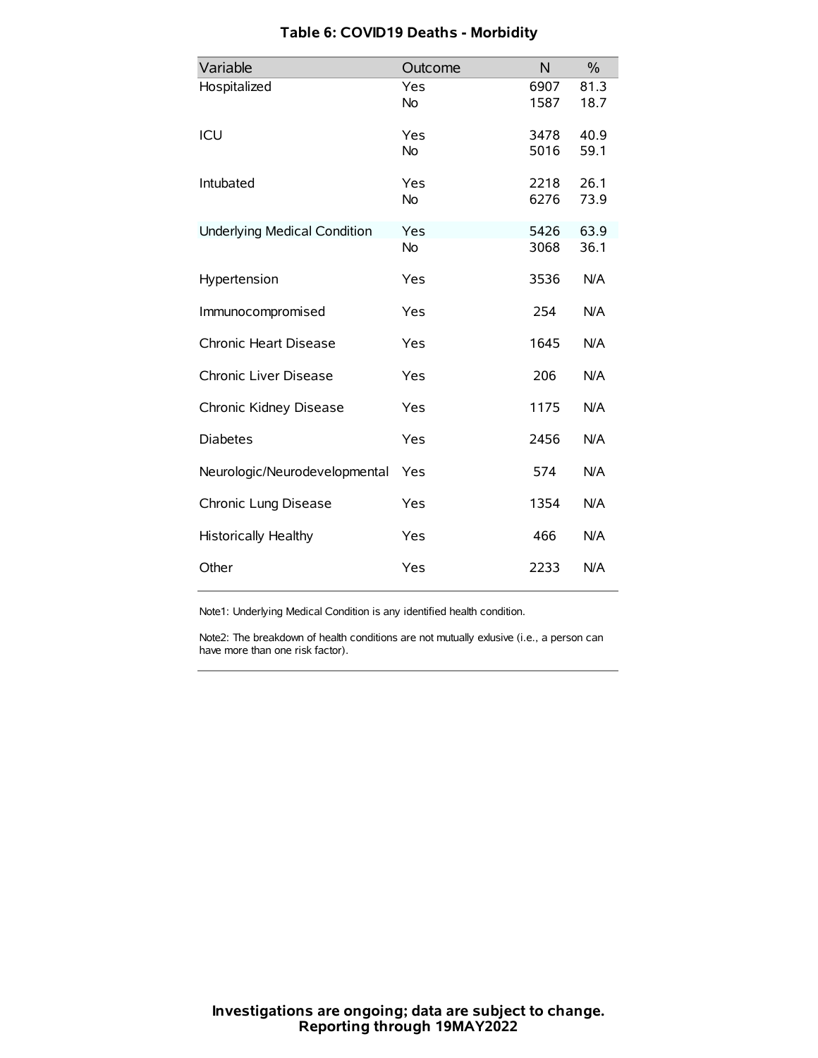## Table 6: COVID19 Deaths - Morbidity

| Variable | Outcome | N | % |
|---|---|---|---|
| Hospitalized | Yes | 6907 | 81.3 |
| | No | 1587 | 18.7 |
| ICU | Yes | 3478 | 40.9 |
| | No | 5016 | 59.1 |
| Intubated | Yes | 2218 | 26.1 |
| | No | 6276 | 73.9 |
| Underlying Medical Condition | Yes | 5426 | 63.9 |
| | No | 3068 | 36.1 |
| Hypertension | Yes | 3536 | N/A |
| Immunocompromised | Yes | 254 | N/A |
| Chronic Heart Disease | Yes | 1645 | N/A |
| Chronic Liver Disease | Yes | 206 | N/A |
| Chronic Kidney Disease | Yes | 1175 | N/A |
| Diabetes | Yes | 2456 | N/A |
| Neurologic/Neurodevelopmental | Yes | 574 | N/A |
| Chronic Lung Disease | Yes | 1354 | N/A |
| Historically Healthy | Yes | 466 | N/A |
| Other | Yes | 2233 | N/A |

Note1: Underlying Medical Condition is any identified health condition.

Note2: The breakdown of health conditions are not mutually exlusive (i.e., a person can have more than one risk factor).

**Investigations are ongoing; data are subject to change.**
**Reporting through 19MAY2022**